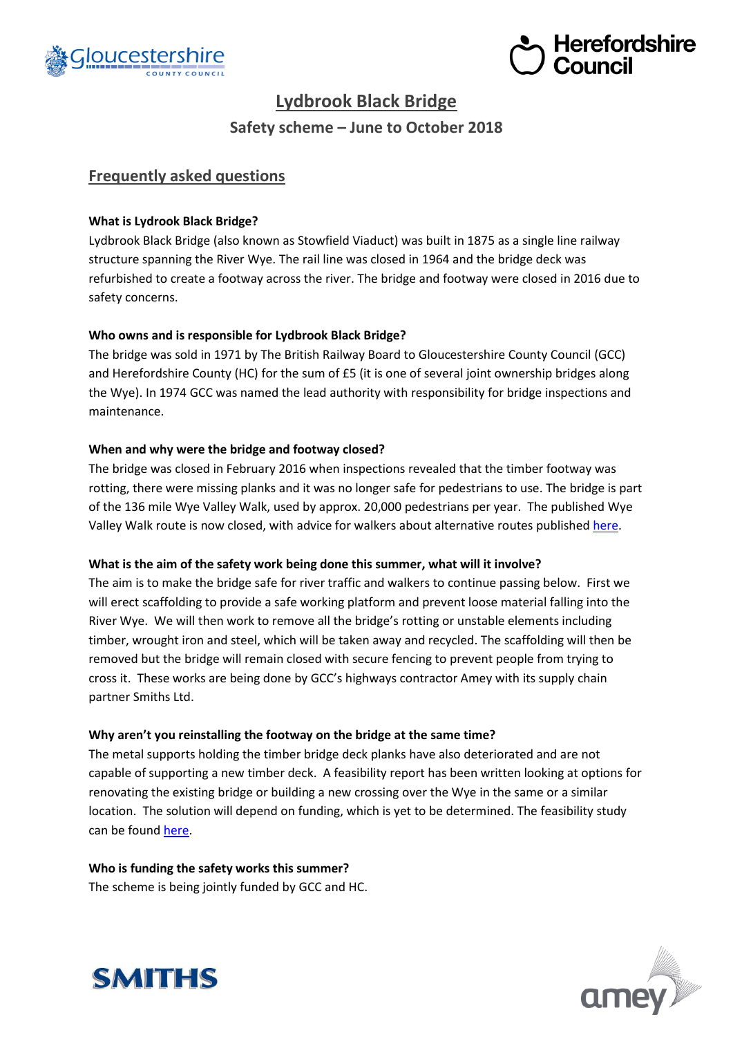# Lydbrook Black Bridge

## Safety scheme – June to October 2018

## Frequently asked questions

**What is Lydrook Black Bridge?**

Lydbrook Black Bridge (also known as Stowfield Viaduct) was built in 1875 as a single line railway structure spanning the River Wye. The rail line was closed in 1964 and the bridge deck was refurbished to create a footway across the river. The bridge and footway were closed in 2016 due to safety concerns.

**Who owns and is responsible for Lydbrook Black Bridge?**

The bridge was sold in 1971 by The British Railway Board to Gloucestershire County Council (GCC) and Herefordshire County (HC) for the sum of £5 (it is one of several joint ownership bridges along the Wye). In 1974 GCC was named the lead authority with responsibility for bridge inspections and maintenance.

**When and why were the bridge and footway closed?**

The bridge was closed in February 2016 when inspections revealed that the timber footway was rotting, there were missing planks and it was no longer safe for pedestrians to use. The bridge is part of the 136 mile Wye Valley Walk, used by approx. 20,000 pedestrians per year. The published Wye Valley Walk route is now closed, with advice for walkers about alternative routes published here.

**What is the aim of the safety work being done this summer, what will it involve?**

The aim is to make the bridge safe for river traffic and walkers to continue passing below. First we will erect scaffolding to provide a safe working platform and prevent loose material falling into the River Wye. We will then work to remove all the bridge's rotting or unstable elements including timber, wrought iron and steel, which will be taken away and recycled. The scaffolding will then be removed but the bridge will remain closed with secure fencing to prevent people from trying to cross it. These works are being done by GCC's highways contractor Amey with its supply chain partner Smiths Ltd.

**Why aren't you reinstalling the footway on the bridge at the same time?**

The metal supports holding the timber bridge deck planks have also deteriorated and are not capable of supporting a new timber deck. A feasibility report has been written looking at options for renovating the existing bridge or building a new crossing over the Wye in the same or a similar location. The solution will depend on funding, which is yet to be determined. The feasibility study can be found here.

**Who is funding the safety works this summer?**

The scheme is being jointly funded by GCC and HC.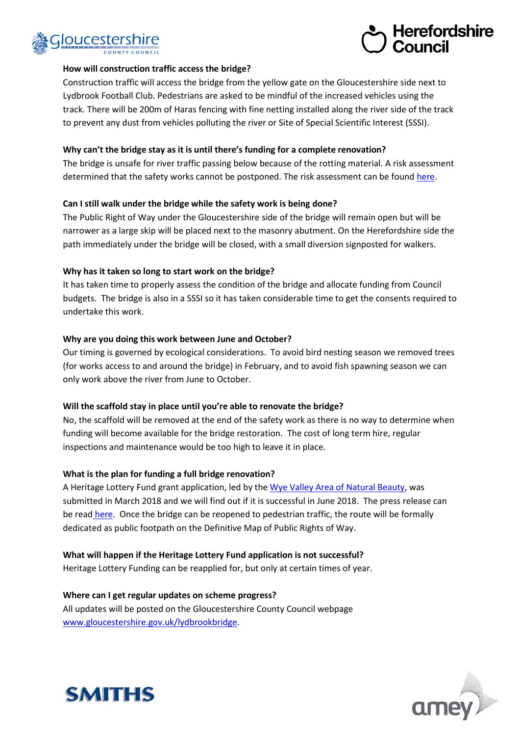**How will construction traffic access the bridge?**

Construction traffic will access the bridge from the yellow gate on the Gloucestershire side next to Lydbrook Football Club. Pedestrians are asked to be mindful of the increased vehicles using the track. There will be 200m of Haras fencing with fine netting installed along the river side of the track to prevent any dust from vehicles polluting the river or Site of Special Scientific Interest (SSSI).

**Why can't the bridge stay as it is until there's funding for a complete renovation?**

The bridge is unsafe for river traffic passing below because of the rotting material. A risk assessment determined that the safety works cannot be postponed. The risk assessment can be found here.

**Can I still walk under the bridge while the safety work is being done?**

The Public Right of Way under the Gloucestershire side of the bridge will remain open but will be narrower as a large skip will be placed next to the masonry abutment. On the Herefordshire side the path immediately under the bridge will be closed, with a small diversion signposted for walkers.

**Why has it taken so long to start work on the bridge?**

It has taken time to properly assess the condition of the bridge and allocate funding from Council budgets. The bridge is also in a SSSI so it has taken considerable time to get the consents required to undertake this work.

**Why are you doing this work between June and October?**

Our timing is governed by ecological considerations. To avoid bird nesting season we removed trees (for works access to and around the bridge) in February, and to avoid fish spawning season we can only work above the river from June to October.

**Will the scaffold stay in place until you're able to renovate the bridge?**

No, the scaffold will be removed at the end of the safety work as there is no way to determine when funding will become available for the bridge restoration. The cost of long term hire, regular inspections and maintenance would be too high to leave it in place.

**What is the plan for funding a full bridge renovation?**

A Heritage Lottery Fund grant application, led by the Wye Valley Area of Natural Beauty, was submitted in March 2018 and we will find out if it is successful in June 2018. The press release can be read here. Once the bridge can be reopened to pedestrian traffic, the route will be formally dedicated as public footpath on the Definitive Map of Public Rights of Way.

**What will happen if the Heritage Lottery Fund application is not successful?**

Heritage Lottery Funding can be reapplied for, but only at certain times of year.

**Where can I get regular updates on scheme progress?**

All updates will be posted on the Gloucestershire County Council webpage www.gloucestershire.gov.uk/lydbrookbridge.